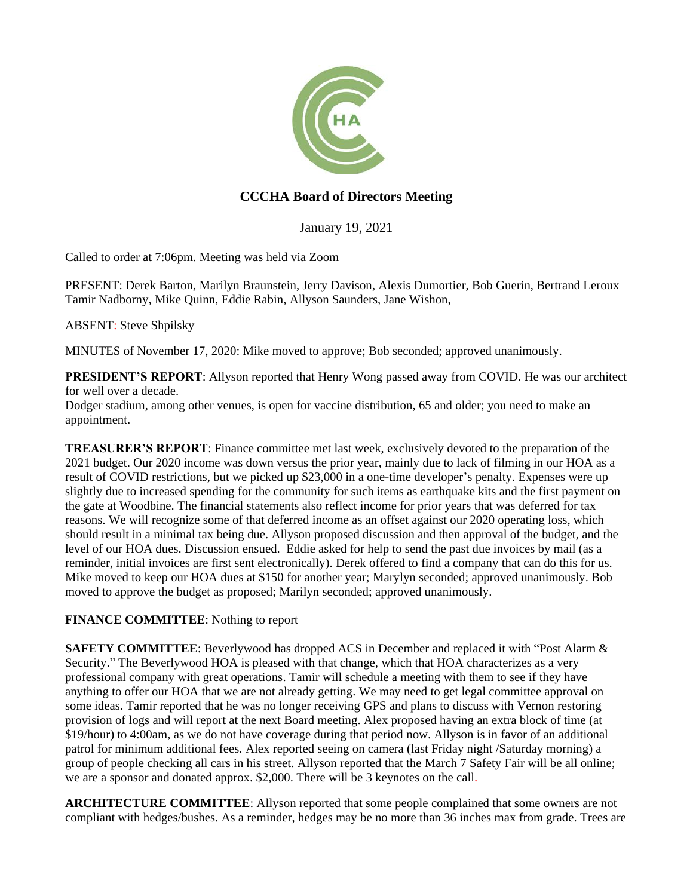# CCCHA Board of Directors Meeting

January 19, 2021

Called to order at 7:06pm. Meeting was held via Zoom

PRESENT: Derek Barton, Marilyn Braunstein, Jerry Davison, Alexis Dumortier, Bob Guerin, Bertrand Leroux Tamir Nadborny, Mike Quinn, Eddie Rabin, Allyson Saunders, Jane Wishon,

ABSENT: Steve Shpilsky

MINUTES of November 17, 2020: Mike moved to approve; Bob seconded; approved unanimously.

**PRESIDENT'S REPORT**: Allyson reported that Henry Wong passed away from COVID. He was our architect for well over a decade.
Dodger stadium, among other venues, is open for vaccine distribution, 65 and older; you need to make an appointment.

**TREASURER'S REPORT**: Finance committee met last week, exclusively devoted to the preparation of the 2021 budget. Our 2020 income was down versus the prior year, mainly due to lack of filming in our HOA as a result of COVID restrictions, but we picked up $23,000 in a one-time developer's penalty. Expenses were up slightly due to increased spending for the community for such items as earthquake kits and the first payment on the gate at Woodbine. The financial statements also reflect income for prior years that was deferred for tax reasons. We will recognize some of that deferred income as an offset against our 2020 operating loss, which should result in a minimal tax being due. Allyson proposed discussion and then approval of the budget, and the level of our HOA dues. Discussion ensued. Eddie asked for help to send the past due invoices by mail (as a reminder, initial invoices are first sent electronically). Derek offered to find a company that can do this for us. Mike moved to keep our HOA dues at $150 for another year; Marylyn seconded; approved unanimously. Bob moved to approve the budget as proposed; Marilyn seconded; approved unanimously.

**FINANCE COMMITTEE**: Nothing to report

**SAFETY COMMITTEE**: Beverlywood has dropped ACS in December and replaced it with "Post Alarm & Security." The Beverlywood HOA is pleased with that change, which that HOA characterizes as a very professional company with great operations. Tamir will schedule a meeting with them to see if they have anything to offer our HOA that we are not already getting. We may need to get legal committee approval on some ideas. Tamir reported that he was no longer receiving GPS and plans to discuss with Vernon restoring provision of logs and will report at the next Board meeting. Alex proposed having an extra block of time (at $19/hour) to 4:00am, as we do not have coverage during that period now. Allyson is in favor of an additional patrol for minimum additional fees. Alex reported seeing on camera (last Friday night /Saturday morning) a group of people checking all cars in his street. Allyson reported that the March 7 Safety Fair will be all online; we are a sponsor and donated approx. $2,000. There will be 3 keynotes on the call.

**ARCHITECTURE COMMITTEE**: Allyson reported that some people complained that some owners are not compliant with hedges/bushes. As a reminder, hedges may be no more than 36 inches max from grade. Trees are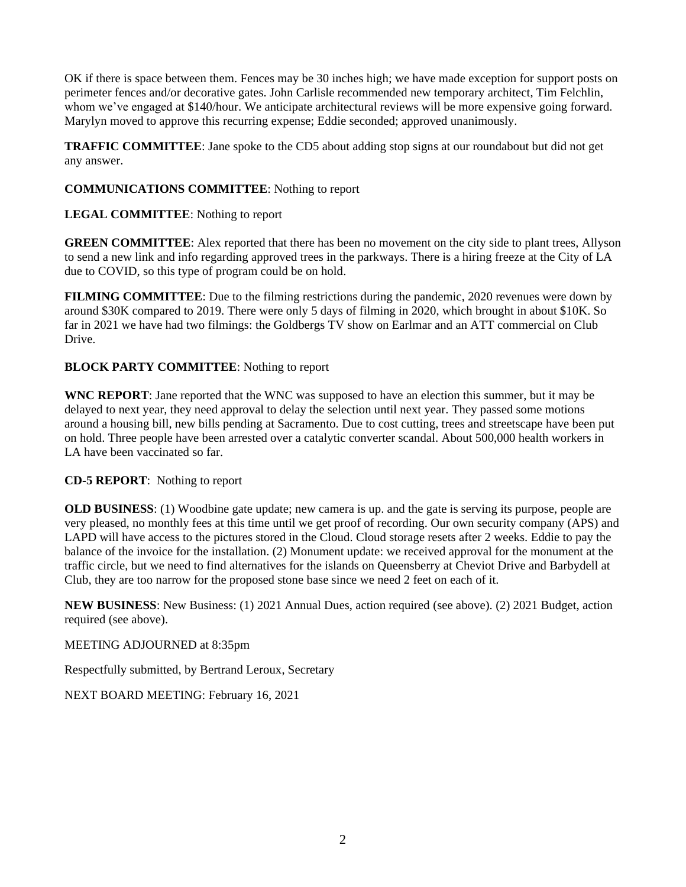OK if there is space between them. Fences may be 30 inches high; we have made exception for support posts on perimeter fences and/or decorative gates. John Carlisle recommended new temporary architect, Tim Felchlin, whom we've engaged at $140/hour. We anticipate architectural reviews will be more expensive going forward. Marylyn moved to approve this recurring expense; Eddie seconded; approved unanimously.

**TRAFFIC COMMITTEE**: Jane spoke to the CD5 about adding stop signs at our roundabout but did not get any answer.

**COMMUNICATIONS COMMITTEE**: Nothing to report

**LEGAL COMMITTEE**: Nothing to report

**GREEN COMMITTEE**: Alex reported that there has been no movement on the city side to plant trees, Allyson to send a new link and info regarding approved trees in the parkways. There is a hiring freeze at the City of LA due to COVID, so this type of program could be on hold.

**FILMING COMMITTEE**: Due to the filming restrictions during the pandemic, 2020 revenues were down by around $30K compared to 2019. There were only 5 days of filming in 2020, which brought in about $10K. So far in 2021 we have had two filmings: the Goldbergs TV show on Earlmar and an ATT commercial on Club Drive.

**BLOCK PARTY COMMITTEE**: Nothing to report

**WNC REPORT**: Jane reported that the WNC was supposed to have an election this summer, but it may be delayed to next year, they need approval to delay the selection until next year. They passed some motions around a housing bill, new bills pending at Sacramento. Due to cost cutting, trees and streetscape have been put on hold. Three people have been arrested over a catalytic converter scandal. About 500,000 health workers in LA have been vaccinated so far.

**CD-5 REPORT**: Nothing to report

**OLD BUSINESS**: (1) Woodbine gate update; new camera is up. and the gate is serving its purpose, people are very pleased, no monthly fees at this time until we get proof of recording. Our own security company (APS) and LAPD will have access to the pictures stored in the Cloud. Cloud storage resets after 2 weeks. Eddie to pay the balance of the invoice for the installation. (2) Monument update: we received approval for the monument at the traffic circle, but we need to find alternatives for the islands on Queensberry at Cheviot Drive and Barbydell at Club, they are too narrow for the proposed stone base since we need 2 feet on each of it.

**NEW BUSINESS**: New Business: (1) 2021 Annual Dues, action required (see above). (2) 2021 Budget, action required (see above).

MEETING ADJOURNED at 8:35pm

Respectfully submitted, by Bertrand Leroux, Secretary

NEXT BOARD MEETING: February 16, 2021